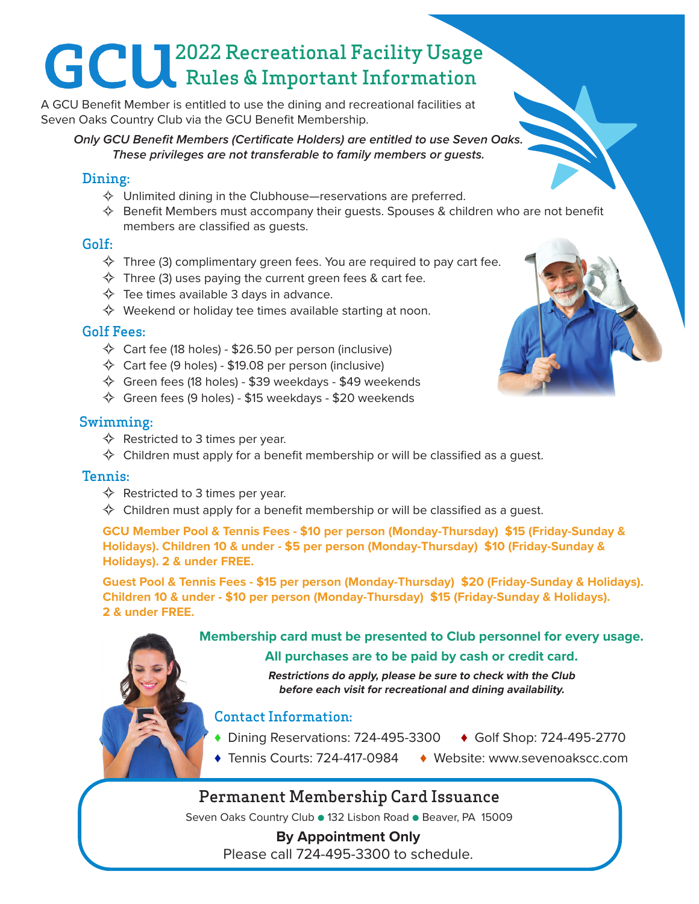# GCU 2022 Recreational Facility Usage Rules & Important Information

A GCU Benefit Member is entitled to use the dining and recreational facilities at Seven Oaks Country Club via the GCU Benefit Membership.

***Only GCU Benefit Members (Certificate Holders) are entitled to use Seven Oaks. These privileges are not transferable to family members or guests.***

## Dining:

- Unlimited dining in the Clubhouse—reservations are preferred.
- Benefit Members must accompany their guests. Spouses & children who are not benefit members are classified as guests.

## Golf:

- Three (3) complimentary green fees. You are required to pay cart fee.
- Three (3) uses paying the current green fees & cart fee.
- Tee times available 3 days in advance.
- Weekend or holiday tee times available starting at noon.

## Golf Fees:

- Cart fee (18 holes) - $26.50 per person (inclusive)
- Cart fee (9 holes) - $19.08 per person (inclusive)
- Green fees (18 holes) - $39 weekdays - $49 weekends
- Green fees (9 holes) - $15 weekdays - $20 weekends

## Swimming:

- Restricted to 3 times per year.
- Children must apply for a benefit membership or will be classified as a guest.

## Tennis:

- Restricted to 3 times per year.
- Children must apply for a benefit membership or will be classified as a guest.

**GCU Member Pool & Tennis Fees - $10 per person (Monday-Thursday) $15 (Friday-Sunday & Holidays). Children 10 & under - $5 per person (Monday-Thursday) $10 (Friday-Sunday & Holidays). 2 & under FREE.**

**Guest Pool & Tennis Fees - $15 per person (Monday-Thursday) $20 (Friday-Sunday & Holidays). Children 10 & under - $10 per person (Monday-Thursday) $15 (Friday-Sunday & Holidays). 2 & under FREE.**

**Membership card must be presented to Club personnel for every usage.**

**All purchases are to be paid by cash or credit card.**

***Restrictions do apply, please be sure to check with the Club before each visit for recreational and dining availability.***

## Contact Information:

- Dining Reservations: 724-495-3300
- Golf Shop: 724-495-2770
- Tennis Courts: 724-417-0984
- Website: www.sevenoakscc.com

## Permanent Membership Card Issuance

Seven Oaks Country Club • 132 Lisbon Road • Beaver, PA 15009

**By Appointment Only**

Please call 724-495-3300 to schedule.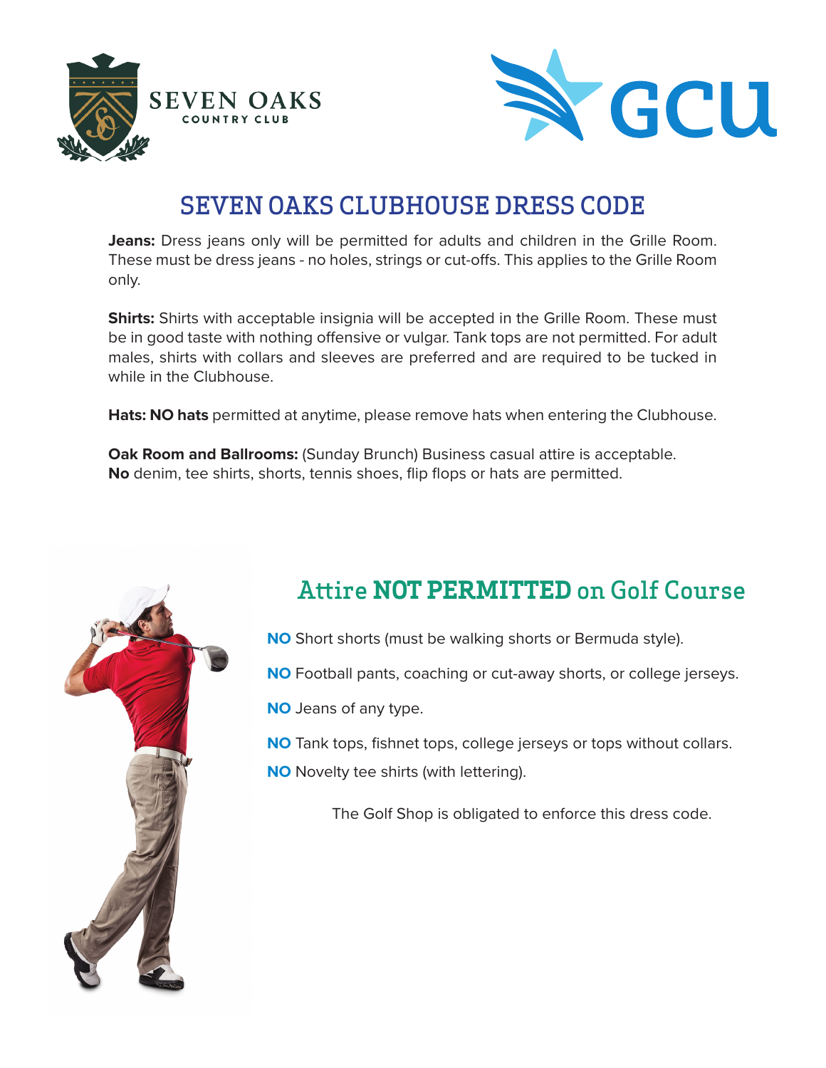SEVEN OAKS
COUNTRY CLUB

GCU

# SEVEN OAKS CLUBHOUSE DRESS CODE

**Jeans:** Dress jeans only will be permitted for adults and children in the Grille Room. These must be dress jeans - no holes, strings or cut-offs. This applies to the Grille Room only.

**Shirts:** Shirts with acceptable insignia will be accepted in the Grille Room. These must be in good taste with nothing offensive or vulgar. Tank tops are not permitted. For adult males, shirts with collars and sleeves are preferred and are required to be tucked in while in the Clubhouse.

**Hats: NO hats** permitted at anytime, please remove hats when entering the Clubhouse.

**Oak Room and Ballrooms:** (Sunday Brunch) Business casual attire is acceptable.
**No** denim, tee shirts, shorts, tennis shoes, flip flops or hats are permitted.

## Attire **NOT PERMITTED** on Golf Course

**NO** Short shorts (must be walking shorts or Bermuda style).

**NO** Football pants, coaching or cut-away shorts, or college jerseys.

**NO** Jeans of any type.

**NO** Tank tops, fishnet tops, college jerseys or tops without collars.

**NO** Novelty tee shirts (with lettering).

The Golf Shop is obligated to enforce this dress code.